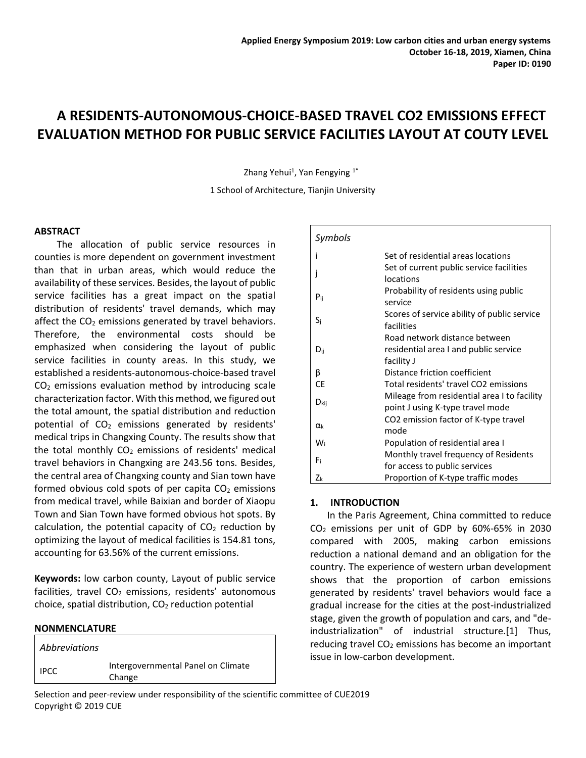# A RESIDENTS-AUTONOMOUS-CHOICE-BASED TRAVEL CO2 EMISSIONS EFFECT EVALUATION METHOD FOR PUBLIC SERVICE FACILITIES LAYOUT AT COUTY LEVEL

Zhang Yehui[1], Yan Fengying [1*]

1 School of Architecture, Tianjin University

## ABSTRACT

The allocation of public service resources in counties is more dependent on government investment than that in urban areas, which would reduce the availability of these services. Besides, the layout of public service facilities has a great impact on the spatial distribution of residents' travel demands, which may affect the $CO_2$ emissions generated by travel behaviors. Therefore, the environmental costs should be emphasized when considering the layout of public service facilities in county areas. In this study, we established a residents-autonomous-choice-based travel $CO_2$ emissions evaluation method by introducing scale characterization factor. With this method, we figured out the total amount, the spatial distribution and reduction potential of $CO_2$ emissions generated by residents' medical trips in Changxing County. The results show that the total monthly $CO_2$ emissions of residents' medical travel behaviors in Changxing are 243.56 tons. Besides, the central area of Changxing county and Sian town have formed obvious cold spots of per capita $CO_2$ emissions from medical travel, while Baixian and border of Xiaopu Town and Sian Town have formed obvious hot spots. By calculation, the potential capacity of $CO_2$ reduction by optimizing the layout of medical facilities is 154.81 tons, accounting for 63.56% of the current emissions.

**Keywords:** low carbon county, Layout of public service facilities, travel $CO_2$ emissions, residents' autonomous choice, spatial distribution, $CO_2$ reduction potential

## NONMENCLATURE

| *Abbreviations* | |
|---|---|
| IPCC | Intergovernmental Panel on Climate Change |

| *Symbols* | |
|---|---|
| i | Set of residential areas locations |
| j | Set of current public service facilities locations |
| $P_{ij}$ | Probability of residents using public service |
| $S_j$ | Scores of service ability of public service facilities |
| $D_{ij}$ | Road network distance between residential area I and public service facility J |
| β | Distance friction coefficient |
| CE | Total residents' travel CO2 emissions |
| $D_{kij}$ | Mileage from residential area I to facility point J using K-type travel mode |
| $\alpha_k$ | CO2 emission factor of K-type travel mode |
| $W_i$ | Population of residential area I |
| $F_i$ | Monthly travel frequency of Residents for access to public services |
| $Z_k$ | Proportion of K-type traffic modes |

## 1. INTRODUCTION

In the Paris Agreement, China committed to reduce $CO_2$ emissions per unit of GDP by 60%-65% in 2030 compared with 2005, making carbon emissions reduction a national demand and an obligation for the country. The experience of western urban development shows that the proportion of carbon emissions generated by residents' travel behaviors would face a gradual increase for the cities at the post-industrialized stage, given the growth of population and cars, and "de-industrialization" of industrial structure.[1] Thus, reducing travel $CO_2$ emissions has become an important issue in low-carbon development.

Selection and peer-review under responsibility of the scientific committee of CUE2019
Copyright © 2019 CUE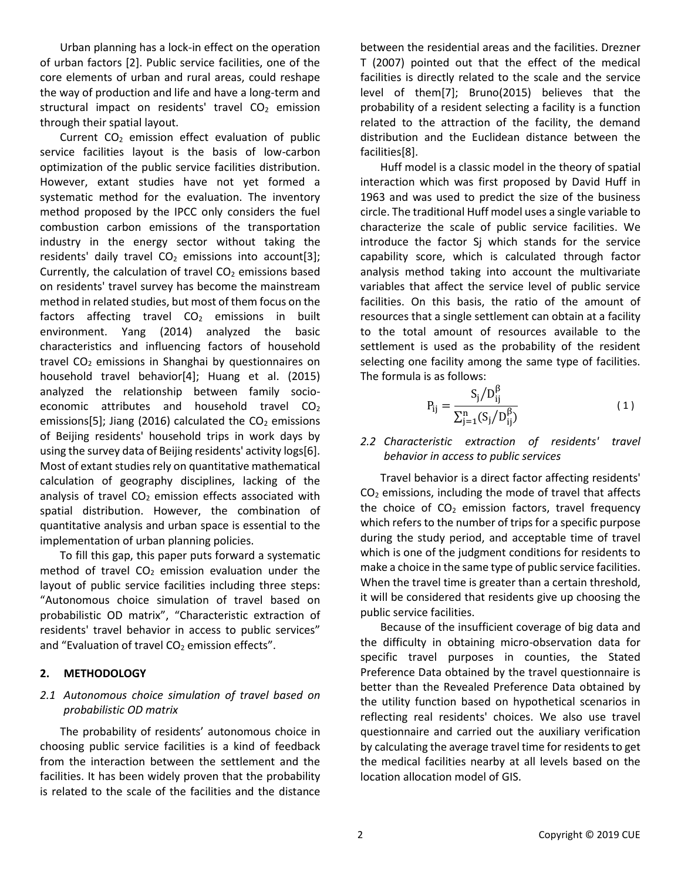Urban planning has a lock-in effect on the operation of urban factors [2]. Public service facilities, one of the core elements of urban and rural areas, could reshape the way of production and life and have a long-term and structural impact on residents' travel $CO_2$ emission through their spatial layout.

Current $CO_2$ emission effect evaluation of public service facilities layout is the basis of low-carbon optimization of the public service facilities distribution. However, extant studies have not yet formed a systematic method for the evaluation. The inventory method proposed by the IPCC only considers the fuel combustion carbon emissions of the transportation industry in the energy sector without taking the residents' daily travel $CO_2$ emissions into account[3]; Currently, the calculation of travel $CO_2$ emissions based on residents' travel survey has become the mainstream method in related studies, but most of them focus on the factors affecting travel $CO_2$ emissions in built environment. Yang (2014) analyzed the basic characteristics and influencing factors of household travel $CO_2$ emissions in Shanghai by questionnaires on household travel behavior[4]; Huang et al. (2015) analyzed the relationship between family socio-economic attributes and household travel $CO_2$ emissions[5]; Jiang (2016) calculated the $CO_2$ emissions of Beijing residents' household trips in work days by using the survey data of Beijing residents' activity logs[6]. Most of extant studies rely on quantitative mathematical calculation of geography disciplines, lacking of the analysis of travel $CO_2$ emission effects associated with spatial distribution. However, the combination of quantitative analysis and urban space is essential to the implementation of urban planning policies.

To fill this gap, this paper puts forward a systematic method of travel $CO_2$ emission evaluation under the layout of public service facilities including three steps: "Autonomous choice simulation of travel based on probabilistic OD matrix", "Characteristic extraction of residents' travel behavior in access to public services" and "Evaluation of travel $CO_2$ emission effects".

## 2. METHODOLOGY

### *2.1 Autonomous choice simulation of travel based on probabilistic OD matrix*

The probability of residents' autonomous choice in choosing public service facilities is a kind of feedback from the interaction between the settlement and the facilities. It has been widely proven that the probability is related to the scale of the facilities and the distance between the residential areas and the facilities. Drezner T (2007) pointed out that the effect of the medical facilities is directly related to the scale and the service level of them[7]; Bruno(2015) believes that the probability of a resident selecting a facility is a function related to the attraction of the facility, the demand distribution and the Euclidean distance between the facilities[8].

Huff model is a classic model in the theory of spatial interaction which was first proposed by David Huff in 1963 and was used to predict the size of the business circle. The traditional Huff model uses a single variable to characterize the scale of public service facilities. We introduce the factor Sj which stands for the service capability score, which is calculated through factor analysis method taking into account the multivariate variables that affect the service level of public service facilities. On this basis, the ratio of the amount of resources that a single settlement can obtain at a facility to the total amount of resources available to the settlement is used as the probability of the resident selecting one facility among the same type of facilities. The formula is as follows:

$$P_{ij} = \frac{S_j / D_{ij}^{\beta}}{\sum_{j=1}^{n} (S_j / D_{ij}^{\beta})} \qquad (1)$$

### *2.2 Characteristic extraction of residents' travel behavior in access to public services*

Travel behavior is a direct factor affecting residents' $CO_2$ emissions, including the mode of travel that affects the choice of $CO_2$ emission factors, travel frequency which refers to the number of trips for a specific purpose during the study period, and acceptable time of travel which is one of the judgment conditions for residents to make a choice in the same type of public service facilities. When the travel time is greater than a certain threshold, it will be considered that residents give up choosing the public service facilities.

Because of the insufficient coverage of big data and the difficulty in obtaining micro-observation data for specific travel purposes in counties, the Stated Preference Data obtained by the travel questionnaire is better than the Revealed Preference Data obtained by the utility function based on hypothetical scenarios in reflecting real residents' choices. We also use travel questionnaire and carried out the auxiliary verification by calculating the average travel time for residents to get the medical facilities nearby at all levels based on the location allocation model of GIS.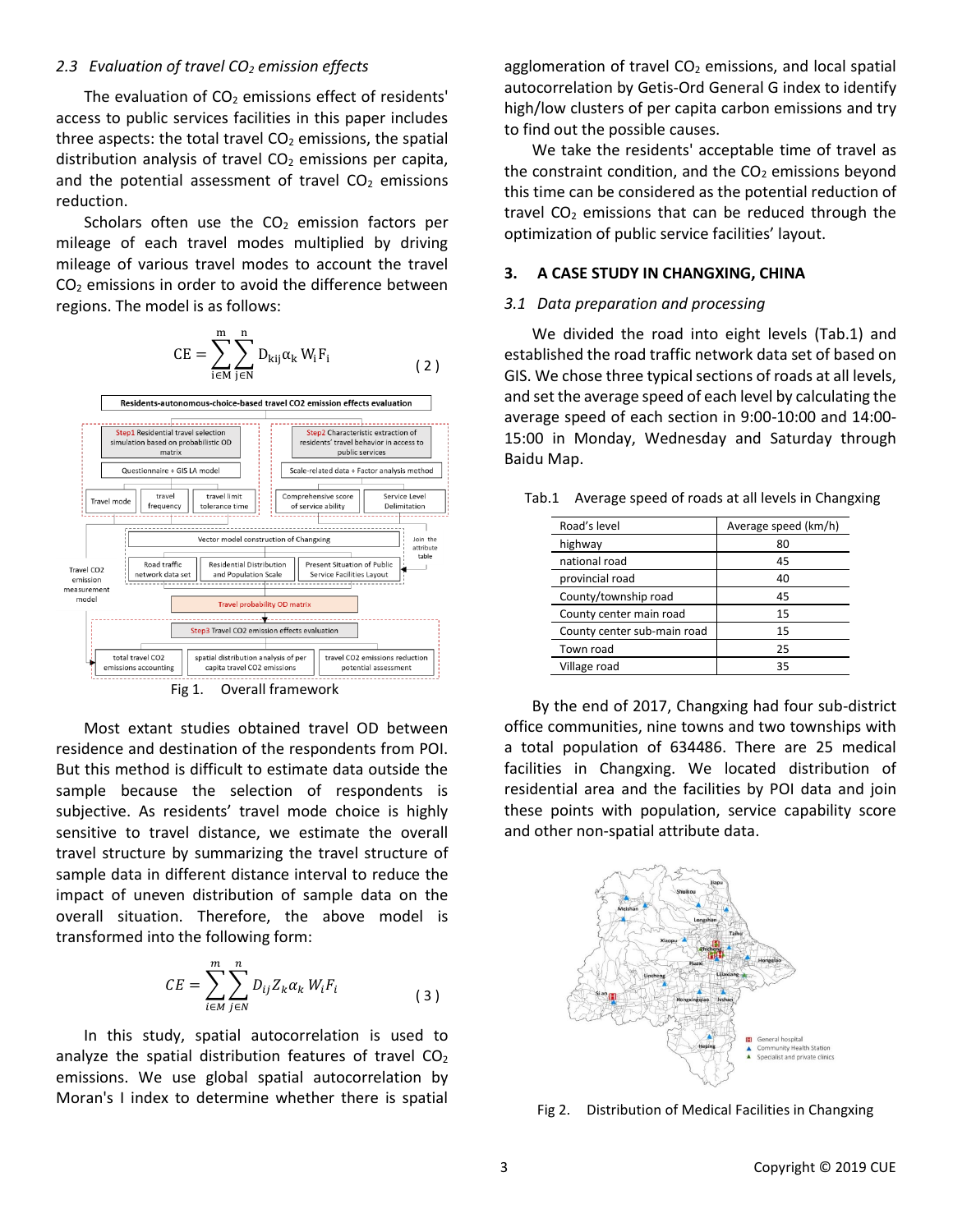### 2.3 Evaluation of travel $CO_2$ emission effects

The evaluation of $CO_2$ emissions effect of residents' access to public services facilities in this paper includes three aspects: the total travel $CO_2$ emissions, the spatial distribution analysis of travel $CO_2$ emissions per capita, and the potential assessment of travel $CO_2$ emissions reduction.

Scholars often use the $CO_2$ emission factors per mileage of each travel modes multiplied by driving mileage of various travel modes to account the travel $CO_2$ emissions in order to avoid the difference between regions. The model is as follows:

$$CE = \sum_{i \in M}^{m} \sum_{j \in N}^{n} D_{kij} \alpha_k W_i F_i \quad (2)$$

Fig 1. Overall framework

Most extant studies obtained travel OD between residence and destination of the respondents from POI. But this method is difficult to estimate data outside the sample because the selection of respondents is subjective. As residents' travel mode choice is highly sensitive to travel distance, we estimate the overall travel structure by summarizing the travel structure of sample data in different distance interval to reduce the impact of uneven distribution of sample data on the overall situation. Therefore, the above model is transformed into the following form:

$$CE = \sum_{i \in M}^{m} \sum_{j \in N}^{n} D_{ij} Z_k \alpha_k W_i F_i \quad (3)$$

In this study, spatial autocorrelation is used to analyze the spatial distribution features of travel $CO_2$ emissions. We use global spatial autocorrelation by Moran's I index to determine whether there is spatial agglomeration of travel $CO_2$ emissions, and local spatial autocorrelation by Getis-Ord General G index to identify high/low clusters of per capita carbon emissions and try to find out the possible causes.

We take the residents' acceptable time of travel as the constraint condition, and the $CO_2$ emissions beyond this time can be considered as the potential reduction of travel $CO_2$ emissions that can be reduced through the optimization of public service facilities' layout.

## 3. A CASE STUDY IN CHANGXING, CHINA

### 3.1 Data preparation and processing

We divided the road into eight levels (Tab.1) and established the road traffic network data set of based on GIS. We chose three typical sections of roads at all levels, and set the average speed of each level by calculating the average speed of each section in 9:00-10:00 and 14:00-15:00 in Monday, Wednesday and Saturday through Baidu Map.

Tab.1 Average speed of roads at all levels in Changxing

| Road's level | Average speed (km/h) |
|---|---|
| highway | 80 |
| national road | 45 |
| provincial road | 40 |
| County/township road | 45 |
| County center main road | 15 |
| County center sub-main road | 15 |
| Town road | 25 |
| Village road | 35 |

By the end of 2017, Changxing had four sub-district office communities, nine towns and two townships with a total population of 634486. There are 25 medical facilities in Changxing. We located distribution of residential area and the facilities by POI data and join these points with population, service capability score and other non-spatial attribute data.

Fig 2. Distribution of Medical Facilities in Changxing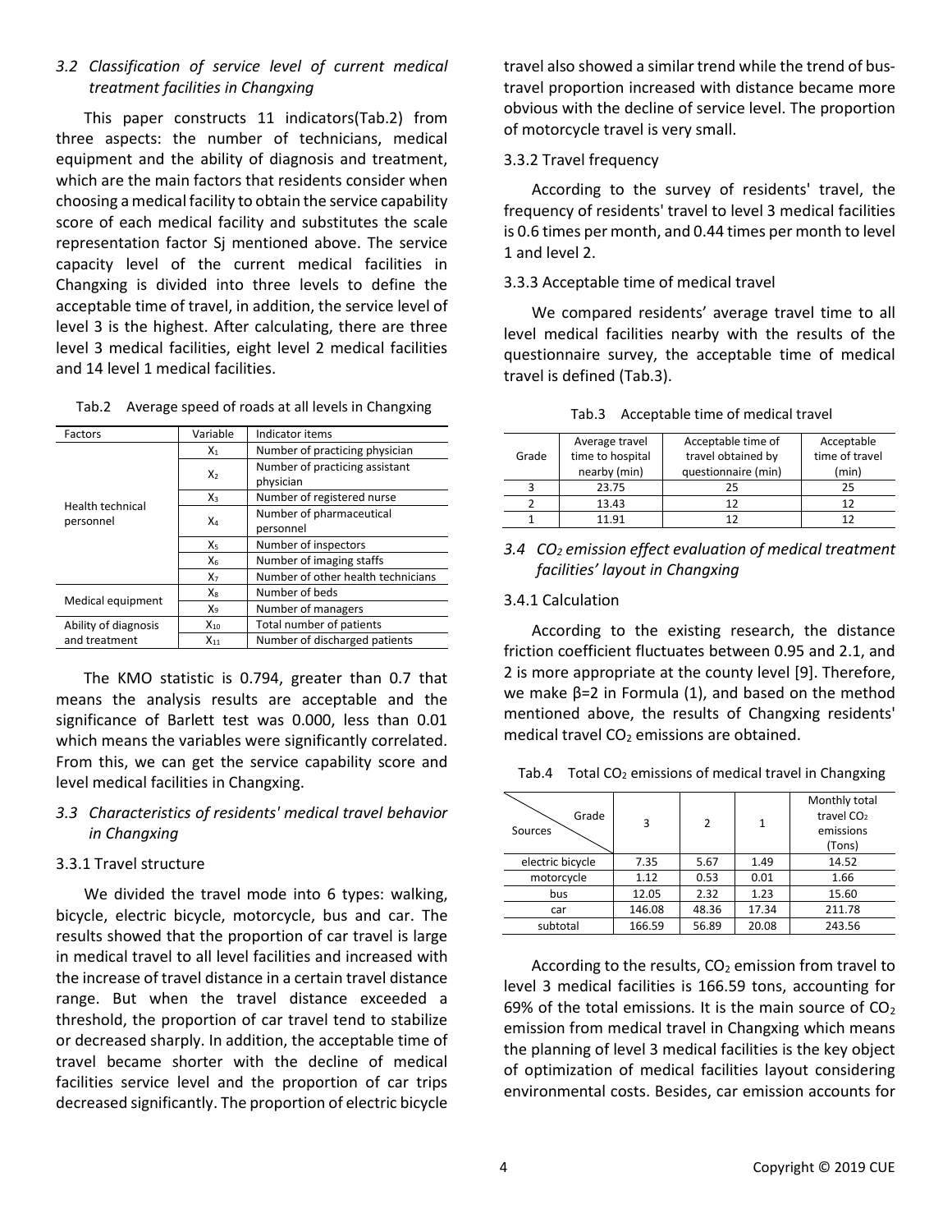### *3.2 Classification of service level of current medical treatment facilities in Changxing*

This paper constructs 11 indicators(Tab.2) from three aspects: the number of technicians, medical equipment and the ability of diagnosis and treatment, which are the main factors that residents consider when choosing a medical facility to obtain the service capability score of each medical facility and substitutes the scale representation factor Sj mentioned above. The service capacity level of the current medical facilities in Changxing is divided into three levels to define the acceptable time of travel, in addition, the service level of level 3 is the highest. After calculating, there are three level 3 medical facilities, eight level 2 medical facilities and 14 level 1 medical facilities.

Tab.2 Average speed of roads at all levels in Changxing

| Factors | Variable | Indicator items |
|---|---|---|
| Health technical personnel | $X_1$ | Number of practicing physician |
| | $X_2$ | Number of practicing assistant physician |
| | $X_3$ | Number of registered nurse |
| | $X_4$ | Number of pharmaceutical personnel |
| | $X_5$ | Number of inspectors |
| | $X_6$ | Number of imaging staffs |
| | $X_7$ | Number of other health technicians |
| Medical equipment | $X_8$ | Number of beds |
| | $X_9$ | Number of managers |
| Ability of diagnosis and treatment | $X_{10}$ | Total number of patients |
| | $X_{11}$ | Number of discharged patients |

The KMO statistic is 0.794, greater than 0.7 that means the analysis results are acceptable and the significance of Barlett test was 0.000, less than 0.01 which means the variables were significantly correlated. From this, we can get the service capability score and level medical facilities in Changxing.

### *3.3 Characteristics of residents' medical travel behavior in Changxing*

3.3.1 Travel structure

We divided the travel mode into 6 types: walking, bicycle, electric bicycle, motorcycle, bus and car. The results showed that the proportion of car travel is large in medical travel to all level facilities and increased with the increase of travel distance in a certain travel distance range. But when the travel distance exceeded a threshold, the proportion of car travel tend to stabilize or decreased sharply. In addition, the acceptable time of travel became shorter with the decline of medical facilities service level and the proportion of car trips decreased significantly. The proportion of electric bicycle travel also showed a similar trend while the trend of bus-travel proportion increased with distance became more obvious with the decline of service level. The proportion of motorcycle travel is very small.

3.3.2 Travel frequency

According to the survey of residents' travel, the frequency of residents' travel to level 3 medical facilities is 0.6 times per month, and 0.44 times per month to level 1 and level 2.

3.3.3 Acceptable time of medical travel

We compared residents' average travel time to all level medical facilities nearby with the results of the questionnaire survey, the acceptable time of medical travel is defined (Tab.3).

Tab.3 Acceptable time of medical travel

| Grade | Average travel time to hospital nearby (min) | Acceptable time of travel obtained by questionnaire (min) | Acceptable time of travel (min) |
|---|---|---|---|
| 3 | 23.75 | 25 | 25 |
| 2 | 13.43 | 12 | 12 |
| 1 | 11.91 | 12 | 12 |

### *3.4 $CO_2$ emission effect evaluation of medical treatment facilities' layout in Changxing*

3.4.1 Calculation

According to the existing research, the distance friction coefficient fluctuates between 0.95 and 2.1, and 2 is more appropriate at the county level [9]. Therefore, we make $\beta=2$ in Formula (1), and based on the method mentioned above, the results of Changxing residents' medical travel $CO_2$ emissions are obtained.

Tab.4 Total $CO_2$ emissions of medical travel in Changxing

| Sources \ Grade | 3 | 2 | 1 | Monthly total travel $CO_2$ emissions (Tons) |
|---|---|---|---|---|
| electric bicycle | 7.35 | 5.67 | 1.49 | 14.52 |
| motorcycle | 1.12 | 0.53 | 0.01 | 1.66 |
| bus | 12.05 | 2.32 | 1.23 | 15.60 |
| car | 146.08 | 48.36 | 17.34 | 211.78 |
| subtotal | 166.59 | 56.89 | 20.08 | 243.56 |

According to the results, $CO_2$ emission from travel to level 3 medical facilities is 166.59 tons, accounting for 69% of the total emissions. It is the main source of $CO_2$ emission from medical travel in Changxing which means the planning of level 3 medical facilities is the key object of optimization of medical facilities layout considering environmental costs. Besides, car emission accounts for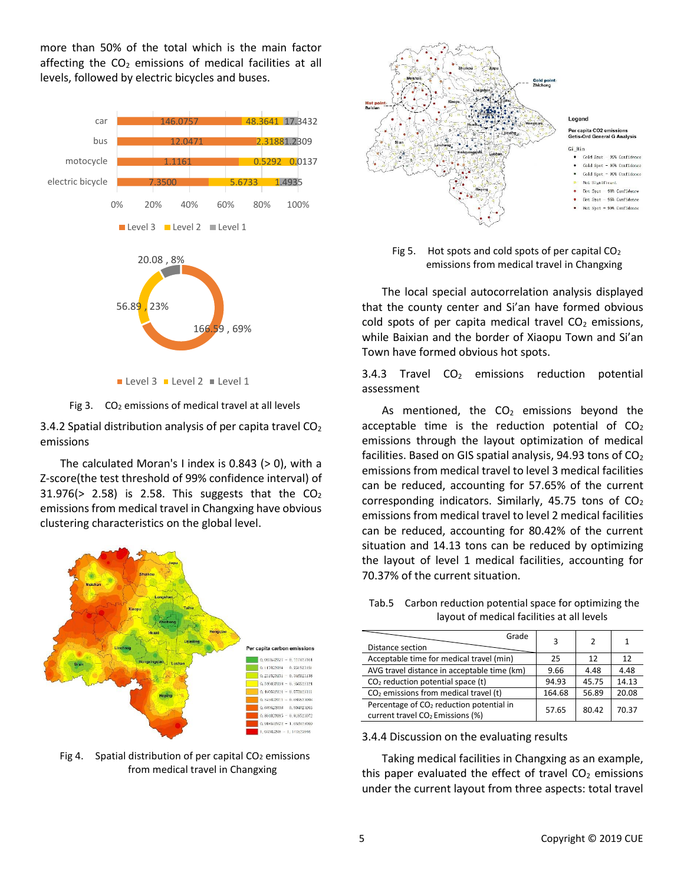more than 50% of the total which is the main factor affecting the $CO_2$ emissions of medical facilities at all levels, followed by electric bicycles and buses.

Fig 3. $CO_2$ emissions of medical travel at all levels

3.4.2 Spatial distribution analysis of per capita travel $CO_2$ emissions

The calculated Moran's I index is 0.843 (> 0), with a Z-score(the test threshold of 99% confidence interval) of 31.976(> 2.58) is 2.58. This suggests that the $CO_2$ emissions from medical travel in Changxing have obvious clustering characteristics on the global level.

Fig 4. Spatial distribution of per capita $CO_2$ emissions from medical travel in Changxing

Fig 5. Hot spots and cold spots of per capital $CO_2$ emissions from medical travel in Changxing

The local special autocorrelation analysis displayed that the county center and Si'an have formed obvious cold spots of per capita medical travel $CO_2$ emissions, while Baixian and the border of Xiaopu Town and Si'an Town have formed obvious hot spots.

3.4.3 Travel $CO_2$ emissions reduction potential assessment

As mentioned, the $CO_2$ emissions beyond the acceptable time is the reduction potential of $CO_2$ emissions through the layout optimization of medical facilities. Based on GIS spatial analysis, 94.93 tons of $CO_2$ emissions from medical travel to level 3 medical facilities can be reduced, accounting for 57.65% of the current corresponding indicators. Similarly, 45.75 tons of $CO_2$ emissions from medical travel to level 2 medical facilities can be reduced, accounting for 80.42% of the current situation and 14.13 tons can be reduced by optimizing the layout of level 1 medical facilities, accounting for 70.37% of the current situation.

Tab.5 Carbon reduction potential space for optimizing the layout of medical facilities at all levels

| Grade / Distance section | 3 | 2 | 1 |
|---|---|---|---|
| Acceptable time for medical travel (min) | 25 | 12 | 12 |
| AVG travel distance in acceptable time (km) | 9.66 | 4.48 | 4.48 |
| $CO_2$ reduction potential space (t) | 94.93 | 45.75 | 14.13 |
| $CO_2$ emissions from medical travel (t) | 164.68 | 56.89 | 20.08 |
| Percentage of $CO_2$ reduction potential in current travel $CO_2$ Emissions (%) | 57.65 | 80.42 | 70.37 |

3.4.4 Discussion on the evaluating results

Taking medical facilities in Changxing as an example, this paper evaluated the effect of travel $CO_2$ emissions under the current layout from three aspects: total travel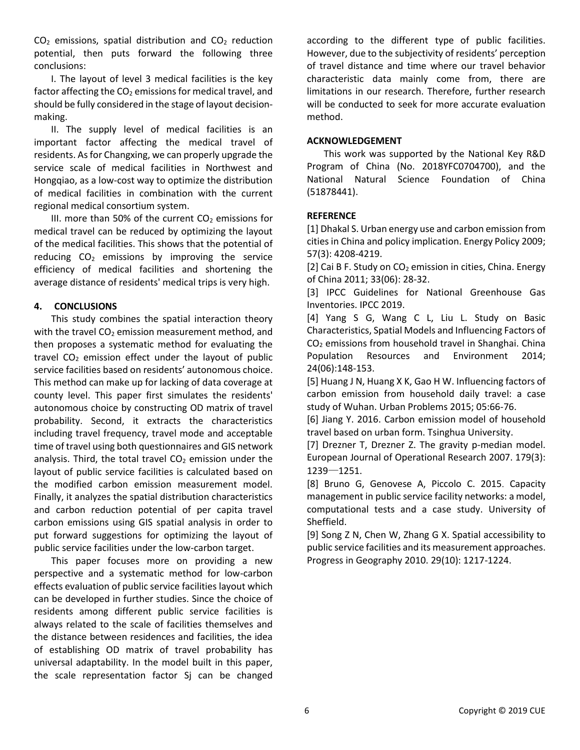$CO_2$ emissions, spatial distribution and $CO_2$ reduction potential, then puts forward the following three conclusions:

I. The layout of level 3 medical facilities is the key factor affecting the $CO_2$ emissions for medical travel, and should be fully considered in the stage of layout decision-making.

II. The supply level of medical facilities is an important factor affecting the medical travel of residents. As for Changxing, we can properly upgrade the service scale of medical facilities in Northwest and Hongqiao, as a low-cost way to optimize the distribution of medical facilities in combination with the current regional medical consortium system.

III. more than 50% of the current $CO_2$ emissions for medical travel can be reduced by optimizing the layout of the medical facilities. This shows that the potential of reducing $CO_2$ emissions by improving the service efficiency of medical facilities and shortening the average distance of residents' medical trips is very high.

## 4. CONCLUSIONS

This study combines the spatial interaction theory with the travel $CO_2$ emission measurement method, and then proposes a systematic method for evaluating the travel $CO_2$ emission effect under the layout of public service facilities based on residents' autonomous choice. This method can make up for lacking of data coverage at county level. This paper first simulates the residents' autonomous choice by constructing OD matrix of travel probability. Second, it extracts the characteristics including travel frequency, travel mode and acceptable time of travel using both questionnaires and GIS network analysis. Third, the total travel $CO_2$ emission under the layout of public service facilities is calculated based on the modified carbon emission measurement model. Finally, it analyzes the spatial distribution characteristics and carbon reduction potential of per capita travel carbon emissions using GIS spatial analysis in order to put forward suggestions for optimizing the layout of public service facilities under the low-carbon target.

This paper focuses more on providing a new perspective and a systematic method for low-carbon effects evaluation of public service facilities layout which can be developed in further studies. Since the choice of residents among different public service facilities is always related to the scale of facilities themselves and the distance between residences and facilities, the idea of establishing OD matrix of travel probability has universal adaptability. In the model built in this paper, the scale representation factor $S_j$ can be changed according to the different type of public facilities. However, due to the subjectivity of residents' perception of travel distance and time where our travel behavior characteristic data mainly come from, there are limitations in our research. Therefore, further research will be conducted to seek for more accurate evaluation method.

## ACKNOWLEDGEMENT

This work was supported by the National Key R&D Program of China (No. 2018YFC0704700), and the National Natural Science Foundation of China (51878441).

## REFERENCE

[1] Dhakal S. Urban energy use and carbon emission from cities in China and policy implication. Energy Policy 2009; 57(3): 4208-4219.

[2] Cai B F. Study on $CO_2$ emission in cities, China. Energy of China 2011; 33(06): 28-32.

[3] IPCC Guidelines for National Greenhouse Gas Inventories. IPCC 2019.

[4] Yang S G, Wang C L, Liu L. Study on Basic Characteristics, Spatial Models and Influencing Factors of $CO_2$ emissions from household travel in Shanghai. China Population Resources and Environment 2014; 24(06):148-153.

[5] Huang J N, Huang X K, Gao H W. Influencing factors of carbon emission from household daily travel: a case study of Wuhan. Urban Problems 2015; 05:66-76.

[6] Jiang Y. 2016. Carbon emission model of household travel based on urban form. Tsinghua University.

[7] Drezner T, Drezner Z. The gravity p-median model. European Journal of Operational Research 2007. 179(3): 1239—1251.

[8] Bruno G, Genovese A, Piccolo C. 2015. Capacity management in public service facility networks: a model, computational tests and a case study. University of Sheffield.

[9] Song Z N, Chen W, Zhang G X. Spatial accessibility to public service facilities and its measurement approaches. Progress in Geography 2010. 29(10): 1217-1224.